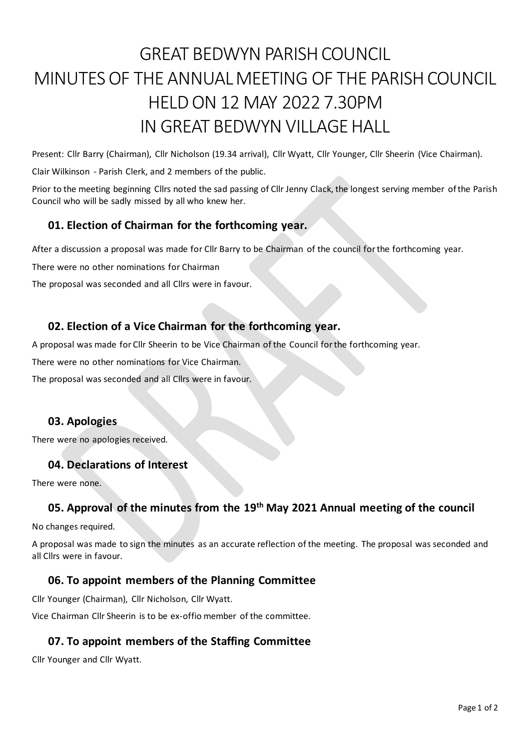# GREAT BEDWYN PARISH COUNCIL
# MINUTES OF THE ANNUAL MEETING OF THE PARISH COUNCIL HELD ON 12 MAY 2022 7.30PM IN GREAT BEDWYN VILLAGE HALL

Present: Cllr Barry (Chairman), Cllr Nicholson (19.34 arrival), Cllr Wyatt, Cllr Younger, Cllr Sheerin (Vice Chairman).

Clair Wilkinson - Parish Clerk, and 2 members of the public.

Prior to the meeting beginning Cllrs noted the sad passing of Cllr Jenny Clack, the longest serving member of the Parish Council who will be sadly missed by all who knew her.

## 01. Election of Chairman for the forthcoming year.

After a discussion a proposal was made for Cllr Barry to be Chairman of the council for the forthcoming year.

There were no other nominations for Chairman

The proposal was seconded and all Cllrs were in favour.

## 02. Election of a Vice Chairman for the forthcoming year.

A proposal was made for Cllr Sheerin to be Vice Chairman of the Council for the forthcoming year.

There were no other nominations for Vice Chairman.

The proposal was seconded and all Cllrs were in favour.

## 03. Apologies

There were no apologies received.

## 04. Declarations of Interest

There were none.

## 05. Approval of the minutes from the 19th May 2021 Annual meeting of the council

No changes required.

A proposal was made to sign the minutes as an accurate reflection of the meeting. The proposal was seconded and all Cllrs were in favour.

## 06. To appoint members of the Planning Committee

Cllr Younger (Chairman), Cllr Nicholson, Cllr Wyatt.

Vice Chairman Cllr Sheerin is to be ex-offio member of the committee.

## 07. To appoint members of the Staffing Committee

Cllr Younger and Cllr Wyatt.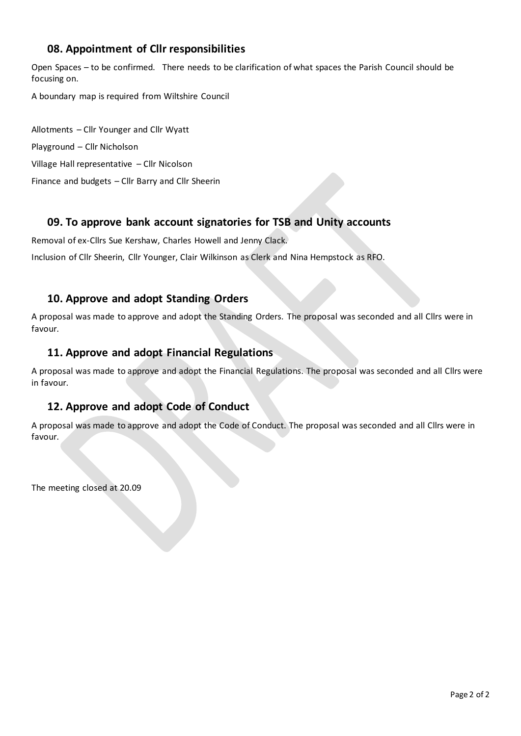## 08. Appointment of Cllr responsibilities

Open Spaces – to be confirmed. There needs to be clarification of what spaces the Parish Council should be focusing on.

A boundary map is required from Wiltshire Council

Allotments – Cllr Younger and Cllr Wyatt

Playground – Cllr Nicholson

Village Hall representative – Cllr Nicolson

Finance and budgets – Cllr Barry and Cllr Sheerin

## 09. To approve bank account signatories for TSB and Unity accounts

Removal of ex-Cllrs Sue Kershaw, Charles Howell and Jenny Clack.

Inclusion of Cllr Sheerin, Cllr Younger, Clair Wilkinson as Clerk and Nina Hempstock as RFO.

## 10. Approve and adopt Standing Orders

A proposal was made to approve and adopt the Standing Orders. The proposal was seconded and all Cllrs were in favour.

## 11. Approve and adopt Financial Regulations

A proposal was made to approve and adopt the Financial Regulations. The proposal was seconded and all Cllrs were in favour.

## 12. Approve and adopt Code of Conduct

A proposal was made to approve and adopt the Code of Conduct. The proposal was seconded and all Cllrs were in favour.

The meeting closed at 20.09